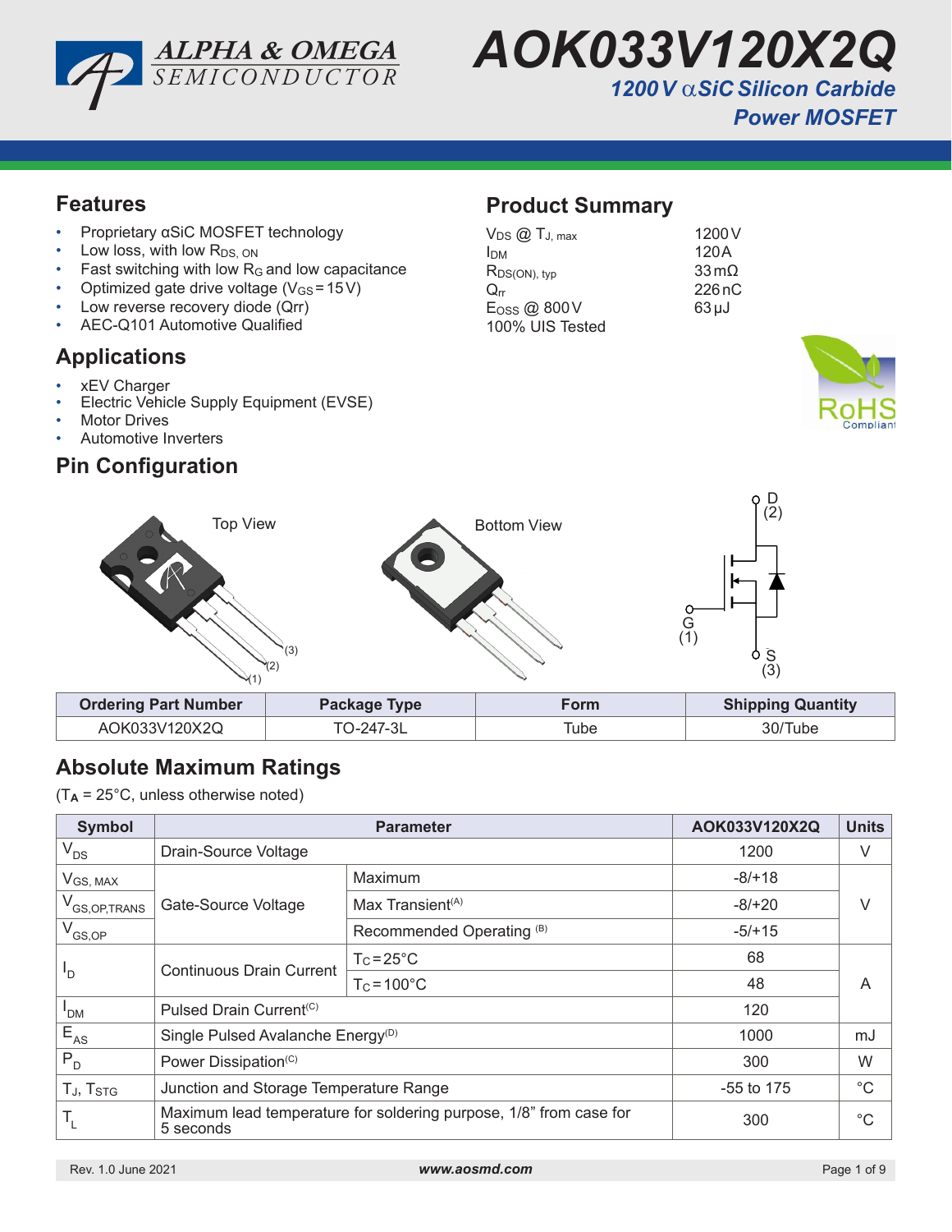ALPHA & OMEGA SEMICONDUCTOR

# AOK033V120X2Q

## *1200 V αSiC Silicon Carbide Power MOSFET*

## Features

- Proprietary αSiC MOSFET technology
- Low loss, with low $R_{DS,\ ON}$
- Fast switching with low $R_G$ and low capacitance
- Optimized gate drive voltage ($V_{GS}$ = 15 V)
- Low reverse recovery diode (Qrr)
- AEC-Q101 Automotive Qualified

## Product Summary

| | |
|---|---|
| $V_{DS}$ @ $T_{J,\ max}$ | 1200 V |
| $I_{DM}$ | 120 A |
| $R_{DS(ON),\ typ}$ | 33 mΩ |
| $Q_{rr}$ | 226 nC |
| $E_{OSS}$ @ 800 V | 63 µJ |
| 100% UIS Tested | |

## Applications

- xEV Charger
- Electric Vehicle Supply Equipment (EVSE)
- Motor Drives
- Automotive Inverters

RoHS Compliant

## Pin Configuration

Top View (1) (2) (3)

Bottom View

D (2), G (1), S (3)

| Ordering Part Number | Package Type | Form | Shipping Quantity |
|---|---|---|---|
| AOK033V120X2Q | TO-247-3L | Tube | 30/Tube |

## Absolute Maximum Ratings

($T_A$ = 25°C, unless otherwise noted)

| Symbol | Parameter | | AOK033V120X2Q | Units |
|---|---|---|---|---|
| $V_{DS}$ | Drain-Source Voltage | | 1200 | V |
| $V_{GS,\ MAX}$ | Gate-Source Voltage | Maximum | -8/+18 | V |
| $V_{GS,OP,TRANS}$ | | Max Transient(A) | -8/+20 | |
| $V_{GS,OP}$ | | Recommended Operating (B) | -5/+15 | |
| $I_D$ | Continuous Drain Current | $T_C$ = 25°C | 68 | A |
| | | $T_C$ = 100°C | 48 | |
| $I_{DM}$ | Pulsed Drain Current(C) | | 120 | |
| $E_{AS}$ | Single Pulsed Avalanche Energy(D) | | 1000 | mJ |
| $P_D$ | Power Dissipation(C) | | 300 | W |
| $T_J$, $T_{STG}$ | Junction and Storage Temperature Range | | -55 to 175 | °C |
| $T_L$ | Maximum lead temperature for soldering purpose, 1/8" from case for 5 seconds | | 300 | °C |

Rev. 1.0 June 2021 www.aosmd.com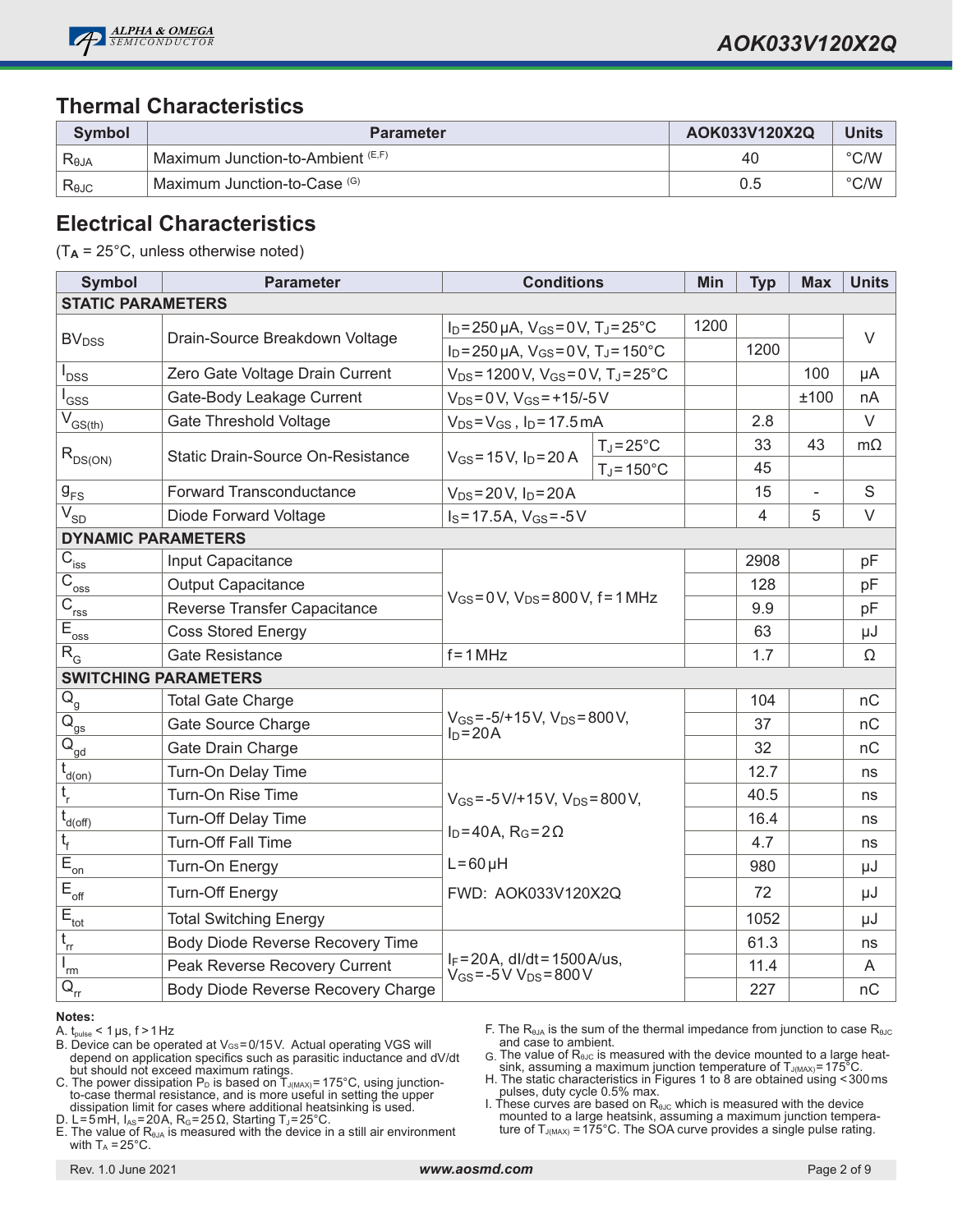## Thermal Characteristics

| Symbol | Parameter | AOK033V120X2Q | Units |
|---|---|---|---|
| $R_{\theta JA}$ | Maximum Junction-to-Ambient [E,F] | 40 | °C/W |
| $R_{\theta JC}$ | Maximum Junction-to-Case [G] | 0.5 | °C/W |

## Electrical Characteristics

($T_A$ = 25°C, unless otherwise noted)

| Symbol | Parameter | Conditions | | Min | Typ | Max | Units |
|---|---|---|---|---|---|---|---|
| **STATIC PARAMETERS** | | | | | | | |
| $BV_{DSS}$ | Drain-Source Breakdown Voltage | $I_D$=250µA, $V_{GS}$=0V, $T_J$=25°C | | 1200 | | | V |
| | | $I_D$=250µA, $V_{GS}$=0V, $T_J$=150°C | | | 1200 | | |
| $I_{DSS}$ | Zero Gate Voltage Drain Current | $V_{DS}$=1200V, $V_{GS}$=0V, $T_J$=25°C | | | | 100 | µA |
| $I_{GSS}$ | Gate-Body Leakage Current | $V_{DS}$=0V, $V_{GS}$=+15/-5V | | | | ±100 | nA |
| $V_{GS(th)}$ | Gate Threshold Voltage | $V_{DS}$=$V_{GS}$ , $I_D$=17.5mA | | | 2.8 | | V |
| $R_{DS(ON)}$ | Static Drain-Source On-Resistance | $V_{GS}$=15V, $I_D$=20A | $T_J$=25°C | | 33 | 43 | mΩ |
| | | | $T_J$=150°C | | 45 | | |
| $g_{FS}$ | Forward Transconductance | $V_{DS}$=20V, $I_D$=20A | | | 15 | - | S |
| $V_{SD}$ | Diode Forward Voltage | $I_S$=17.5A, $V_{GS}$=-5V | | | 4 | 5 | V |
| **DYNAMIC PARAMETERS** | | | | | | | |
| $C_{iss}$ | Input Capacitance | $V_{GS}$=0V, $V_{DS}$=800V, f=1MHz | | | 2908 | | pF |
| $C_{oss}$ | Output Capacitance | | | | 128 | | pF |
| $C_{rss}$ | Reverse Transfer Capacitance | | | | 9.9 | | pF |
| $E_{oss}$ | Coss Stored Energy | | | | 63 | | µJ |
| $R_G$ | Gate Resistance | f=1MHz | | | 1.7 | | Ω |
| **SWITCHING PARAMETERS** | | | | | | | |
| $Q_g$ | Total Gate Charge | $V_{GS}$=-5/+15V, $V_{DS}$=800V, $I_D$=20A | | | 104 | | nC |
| $Q_{gs}$ | Gate Source Charge | | | | 37 | | nC |
| $Q_{gd}$ | Gate Drain Charge | | | | 32 | | nC |
| $t_{d(on)}$ | Turn-On Delay Time | $V_{GS}$=-5V/+15V, $V_{DS}$=800V, $I_D$=40A, $R_G$=2Ω, L=60µH, FWD: AOK033V120X2Q | | | 12.7 | | ns |
| $t_r$ | Turn-On Rise Time | | | | 40.5 | | ns |
| $t_{d(off)}$ | Turn-Off Delay Time | | | | 16.4 | | ns |
| $t_f$ | Turn-Off Fall Time | | | | 4.7 | | ns |
| $E_{on}$ | Turn-On Energy | | | | 980 | | µJ |
| $E_{off}$ | Turn-Off Energy | | | | 72 | | µJ |
| $E_{tot}$ | Total Switching Energy | | | | 1052 | | µJ |
| $t_{rr}$ | Body Diode Reverse Recovery Time | $I_F$=20A, dI/dt=1500A/us, $V_{GS}$=-5V $V_{DS}$=800V | | | 61.3 | | ns |
| $I_{rm}$ | Peak Reverse Recovery Current | | | | 11.4 | | A |
| $Q_{rr}$ | Body Diode Reverse Recovery Charge | | | | 227 | | nC |

**Notes:**

A. $t_{pulse}$ < 1µs, f > 1Hz

B. Device can be operated at $V_{GS}$=0/15V. Actual operating VGS will depend on application specifics such as parasitic inductance and dV/dt but should not exceed maximum ratings.

C. The power dissipation $P_D$ is based on $T_{J(MAX)}$=175°C, using junction-to-case thermal resistance, and is more useful in setting the upper dissipation limit for cases where additional heatsinking is used.

D. L=5mH, $I_{AS}$=20A, $R_G$=25Ω, Starting $T_J$=25°C.

E. The value of $R_{\theta JA}$ is measured with the device in a still air environment with $T_A$ =25°C.

F. The $R_{\theta JA}$ is the sum of the thermal impedance from junction to case $R_{\theta JC}$ and case to ambient.

G. The value of $R_{\theta JC}$ is measured with the device mounted to a large heat-sink, assuming a maximum junction temperature of $T_{J(MAX)}$=175°C.

H. The static characteristics in Figures 1 to 8 are obtained using <300ms pulses, duty cycle 0.5% max.

I. These curves are based on $R_{\theta JC}$ which is measured with the device mounted to a large heatsink, assuming a maximum junction temperature of $T_{J(MAX)}$ =175°C. The SOA curve provides a single pulse rating.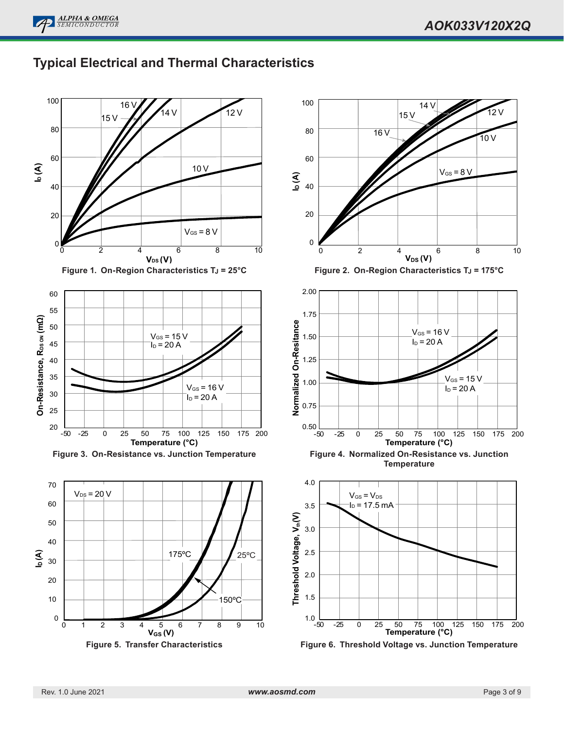## Typical Electrical and Thermal Characteristics

Figure 1. On-Region Characteristics $T_J$ = 25°C

Figure 2. On-Region Characteristics $T_J$ = 175°C

Figure 3. On-Resistance vs. Junction Temperature

Figure 4. Normalized On-Resistance vs. Junction Temperature

Figure 5. Transfer Characteristics

Figure 6. Threshold Voltage vs. Junction Temperature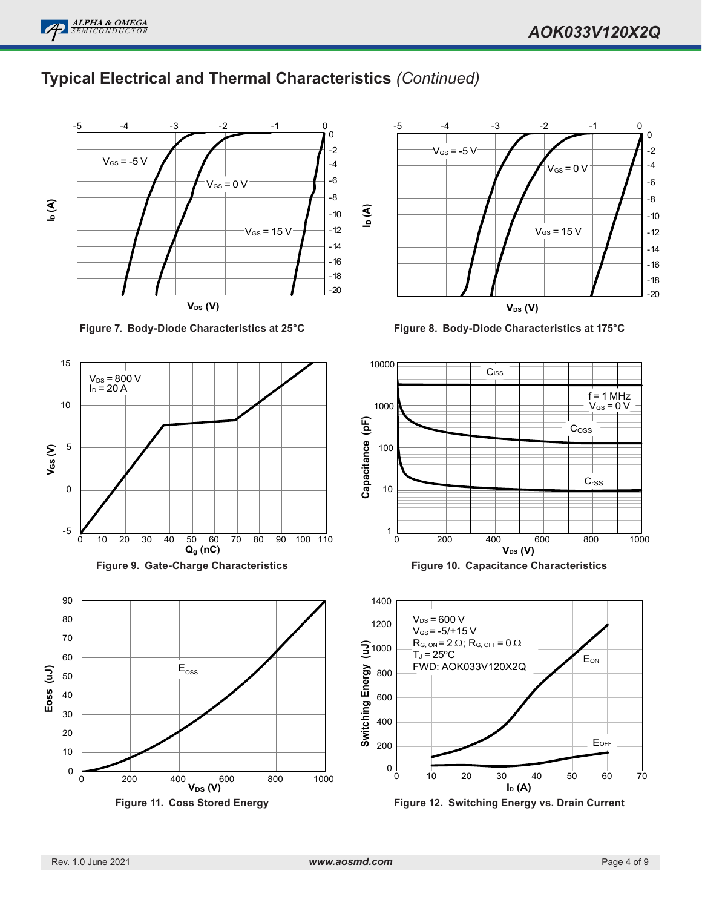## Typical Electrical and Thermal Characteristics *(Continued)*

$V_{GS}$ = -5 V

$V_{GS}$ = 0 V

$V_{GS}$ = 15 V

$I_D$ (A)

$V_{DS}$ (V)

**Figure 7. Body-Diode Characteristics at 25°C**

$V_{GS}$ = -5 V

$V_{GS}$ = 0 V

$V_{GS}$ = 15 V

$I_D$ (A)

$V_{DS}$ (V)

**Figure 8. Body-Diode Characteristics at 175°C**

$V_{DS}$ = 800 V
$I_D$ = 20 A

$V_{GS}$ (V)

$Q_g$ (nC)

**Figure 9. Gate-Charge Characteristics**

$C_{iss}$

f = 1 MHz
$V_{GS}$ = 0 V

$C_{OSS}$

$C_{rSS}$

Capacitance (pF)

$V_{DS}$ (V)

**Figure 10. Capacitance Characteristics**

$E_{OSS}$

Eoss (uJ)

$V_{DS}$ (V)

**Figure 11. Coss Stored Energy**

$V_{DS}$ = 600 V
$V_{GS}$ = -5/+15 V
$R_{G,ON}$ = 2 Ω; $R_{G,OFF}$ = 0 Ω
$T_J$ = 25ºC
FWD: AOK033V120X2Q

$E_{ON}$

$E_{OFF}$

Switching Energy (uJ)

$I_D$ (A)

**Figure 12. Switching Energy vs. Drain Current**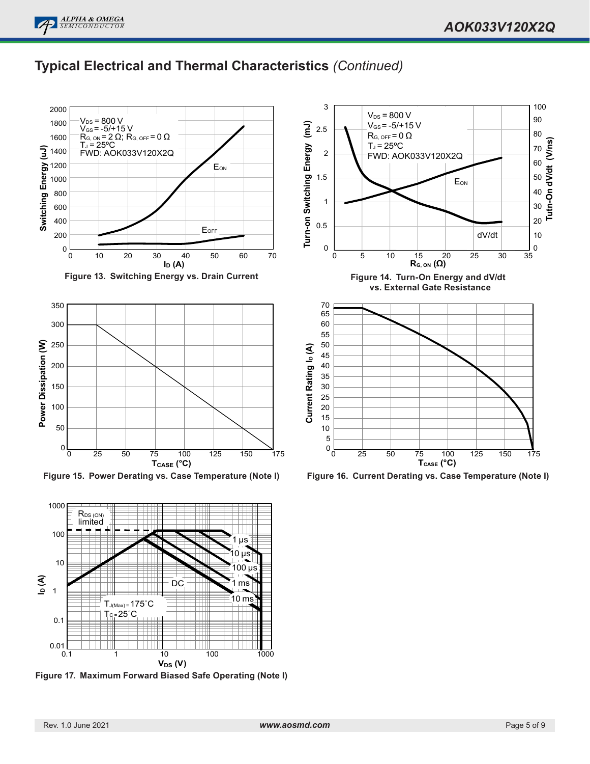## Typical Electrical and Thermal Characteristics *(Continued)*

Figure 13. Switching Energy vs. Drain Current

Figure 14. Turn-On Energy and dV/dt vs. External Gate Resistance

Figure 15. Power Derating vs. Case Temperature (Note I)

Figure 16. Current Derating vs. Case Temperature (Note I)

Figure 17. Maximum Forward Biased Safe Operating (Note I)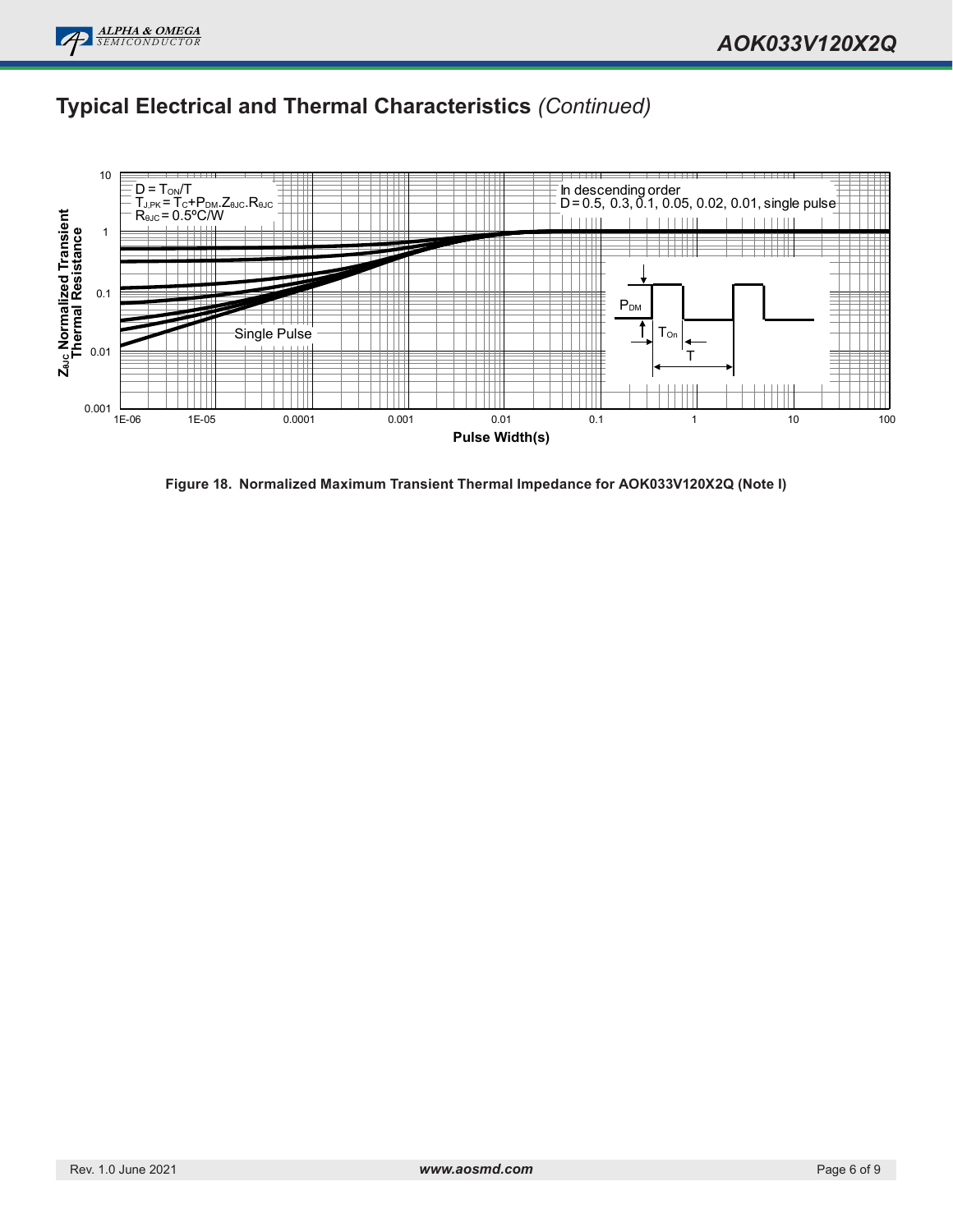## Typical Electrical and Thermal Characteristics *(Continued)*

Figure 18. Normalized Maximum Transient Thermal Impedance for AOK033V120X2Q (Note I)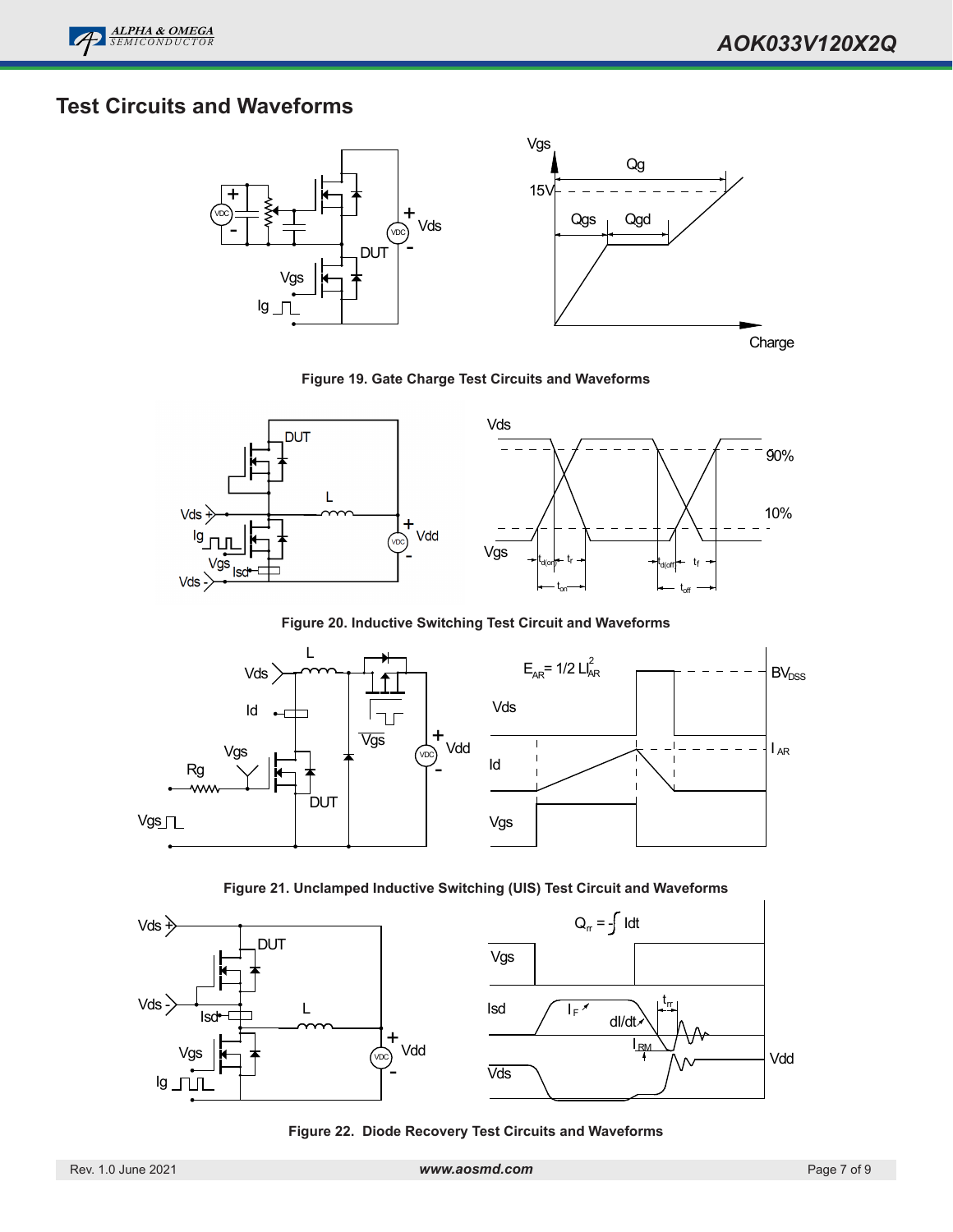## Test Circuits and Waveforms

Figure 19. Gate Charge Test Circuits and Waveforms

Figure 20. Inductive Switching Test Circuit and Waveforms

Figure 21. Unclamped Inductive Switching (UIS) Test Circuit and Waveforms

Figure 22. Diode Recovery Test Circuits and Waveforms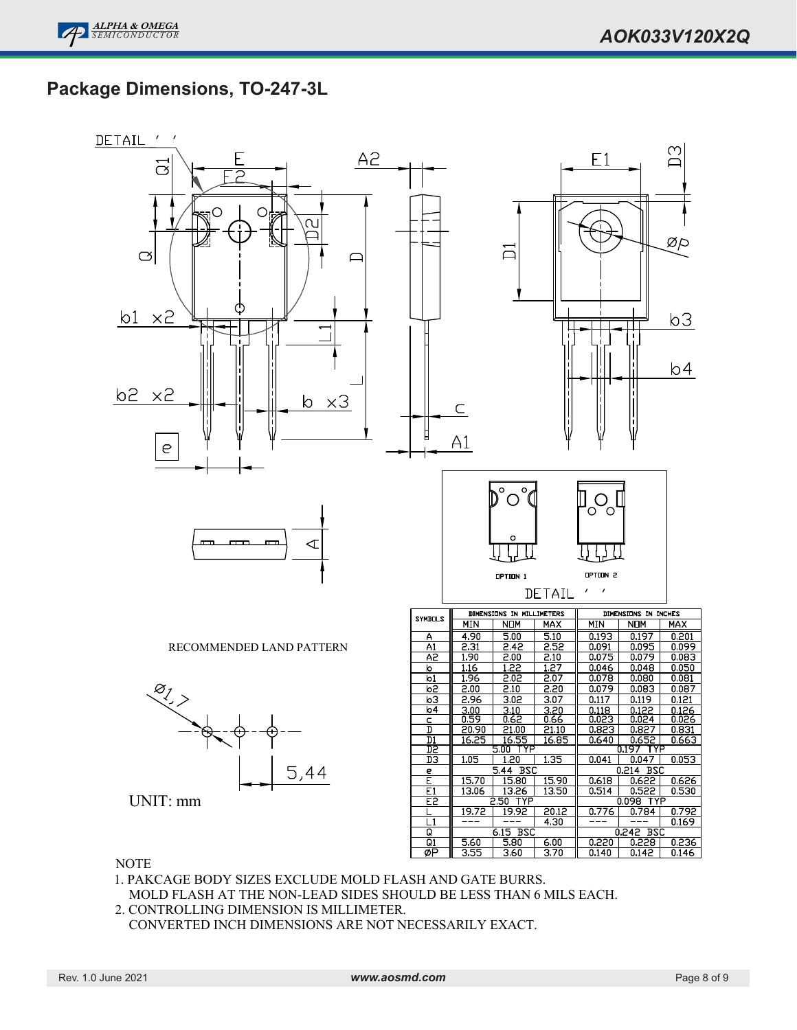## Package Dimensions, TO-247-3L

DETAIL ' '

OPTION 1 OPTION 2

RECOMMENDED LAND PATTERN

Ø1,7

5,44

UNIT: mm

| SYMBOLS | DIMENSIONS IN MILLIMETERS | | | DIMENSIONS IN INCHES | | |
|---|---|---|---|---|---|---|
| | MIN | NOM | MAX | MIN | NOM | MAX |
| A | 4.90 | 5.00 | 5.10 | 0.193 | 0.197 | 0.201 |
| A1 | 2.31 | 2.42 | 2.52 | 0.091 | 0.095 | 0.099 |
| A2 | 1.90 | 2.00 | 2.10 | 0.075 | 0.079 | 0.083 |
| b | 1.16 | 1.22 | 1.27 | 0.046 | 0.048 | 0.050 |
| b1 | 1.96 | 2.02 | 2.07 | 0.078 | 0.080 | 0.081 |
| b2 | 2.00 | 2.10 | 2.20 | 0.079 | 0.083 | 0.087 |
| b3 | 2.96 | 3.02 | 3.07 | 0.117 | 0.119 | 0.121 |
| b4 | 3.00 | 3.10 | 3.20 | 0.118 | 0.122 | 0.126 |
| c | 0.59 | 0.62 | 0.66 | 0.023 | 0.024 | 0.026 |
| D | 20.90 | 21.00 | 21.10 | 0.823 | 0.827 | 0.831 |
| D1 | 16.25 | 16.55 | 16.85 | 0.640 | 0.652 | 0.663 |
| D2 | | 5.00 TYP | | | 0.197 TYP | |
| D3 | 1.05 | 1.20 | 1.35 | 0.041 | 0.047 | 0.053 |
| e | | 5.44 BSC | | | 0.214 BSC | |
| E | 15.70 | 15.80 | 15.90 | 0.618 | 0.622 | 0.626 |
| E1 | 13.06 | 13.26 | 13.50 | 0.514 | 0.522 | 0.530 |
| E2 | | 2.50 TYP | | | 0.098 TYP | |
| L | 19.72 | 19.92 | 20.12 | 0.776 | 0.784 | 0.792 |
| L1 | --- | --- | 4.30 | --- | --- | 0.169 |
| Q | | 6.15 BSC | | | 0.242 BSC | |
| Q1 | 5.60 | 5.80 | 6.00 | 0.220 | 0.228 | 0.236 |
| ØP | 3.55 | 3.60 | 3.70 | 0.140 | 0.142 | 0.146 |

NOTE

1. PAKCAGE BODY SIZES EXCLUDE MOLD FLASH AND GATE BURRS.
   MOLD FLASH AT THE NON-LEAD SIDES SHOULD BE LESS THAN 6 MILS EACH.
2. CONTROLLING DIMENSION IS MILLIMETER.
   CONVERTED INCH DIMENSIONS ARE NOT NECESSARILY EXACT.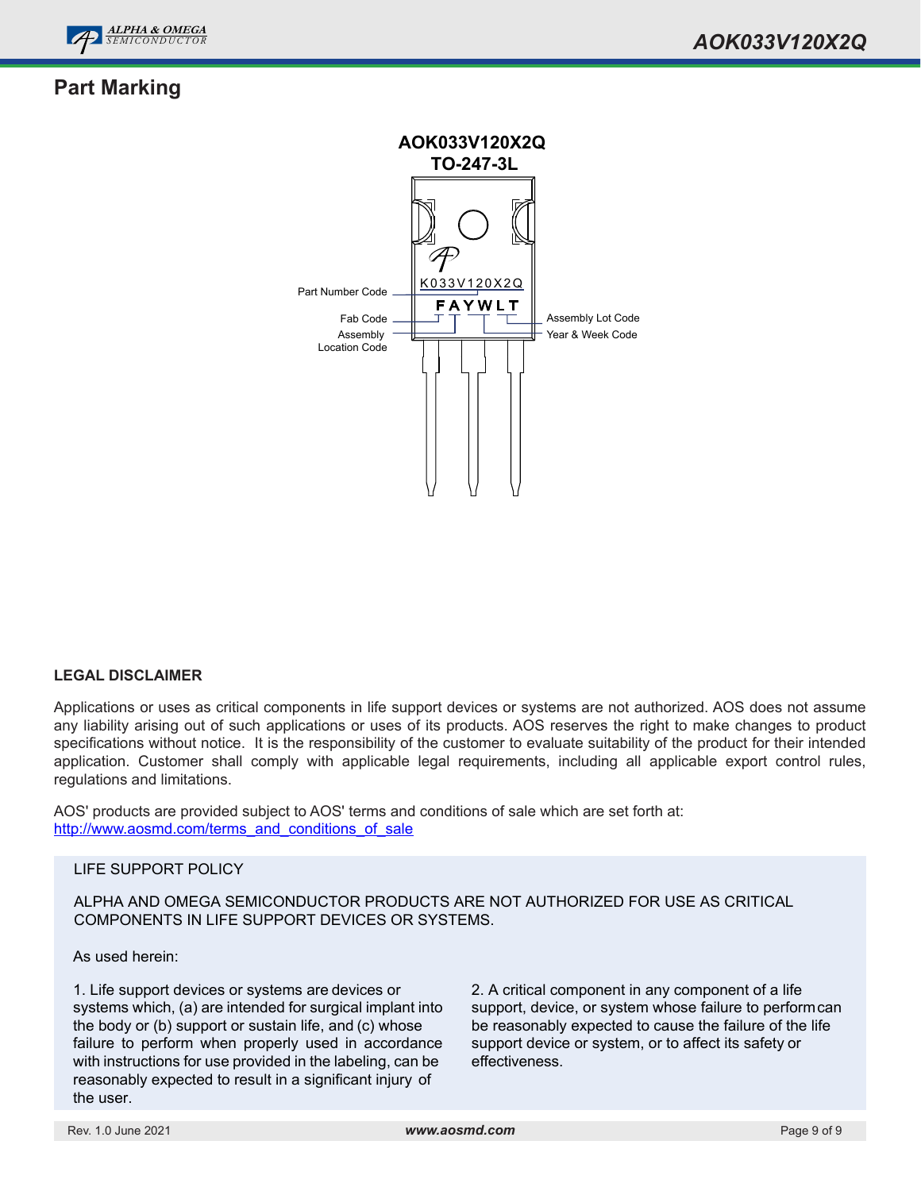## Part Marking

AOK033V120X2Q
TO-247-3L

K033V120X2Q
FAYWLT

Part Number Code
Fab Code
Assembly Location Code
Assembly Lot Code
Year & Week Code

**LEGAL DISCLAIMER**

Applications or uses as critical components in life support devices or systems are not authorized. AOS does not assume any liability arising out of such applications or uses of its products. AOS reserves the right to make changes to product specifications without notice. It is the responsibility of the customer to evaluate suitability of the product for their intended application. Customer shall comply with applicable legal requirements, including all applicable export control rules, regulations and limitations.

AOS' products are provided subject to AOS' terms and conditions of sale which are set forth at:
http://www.aosmd.com/terms_and_conditions_of_sale

LIFE SUPPORT POLICY

ALPHA AND OMEGA SEMICONDUCTOR PRODUCTS ARE NOT AUTHORIZED FOR USE AS CRITICAL COMPONENTS IN LIFE SUPPORT DEVICES OR SYSTEMS.

As used herein:

1. Life support devices or systems are devices or systems which, (a) are intended for surgical implant into the body or (b) support or sustain life, and (c) whose failure to perform when properly used in accordance with instructions for use provided in the labeling, can be reasonably expected to result in a significant injury of the user.

2. A critical component in any component of a life support, device, or system whose failure to perform can be reasonably expected to cause the failure of the life support device or system, or to affect its safety or effectiveness.